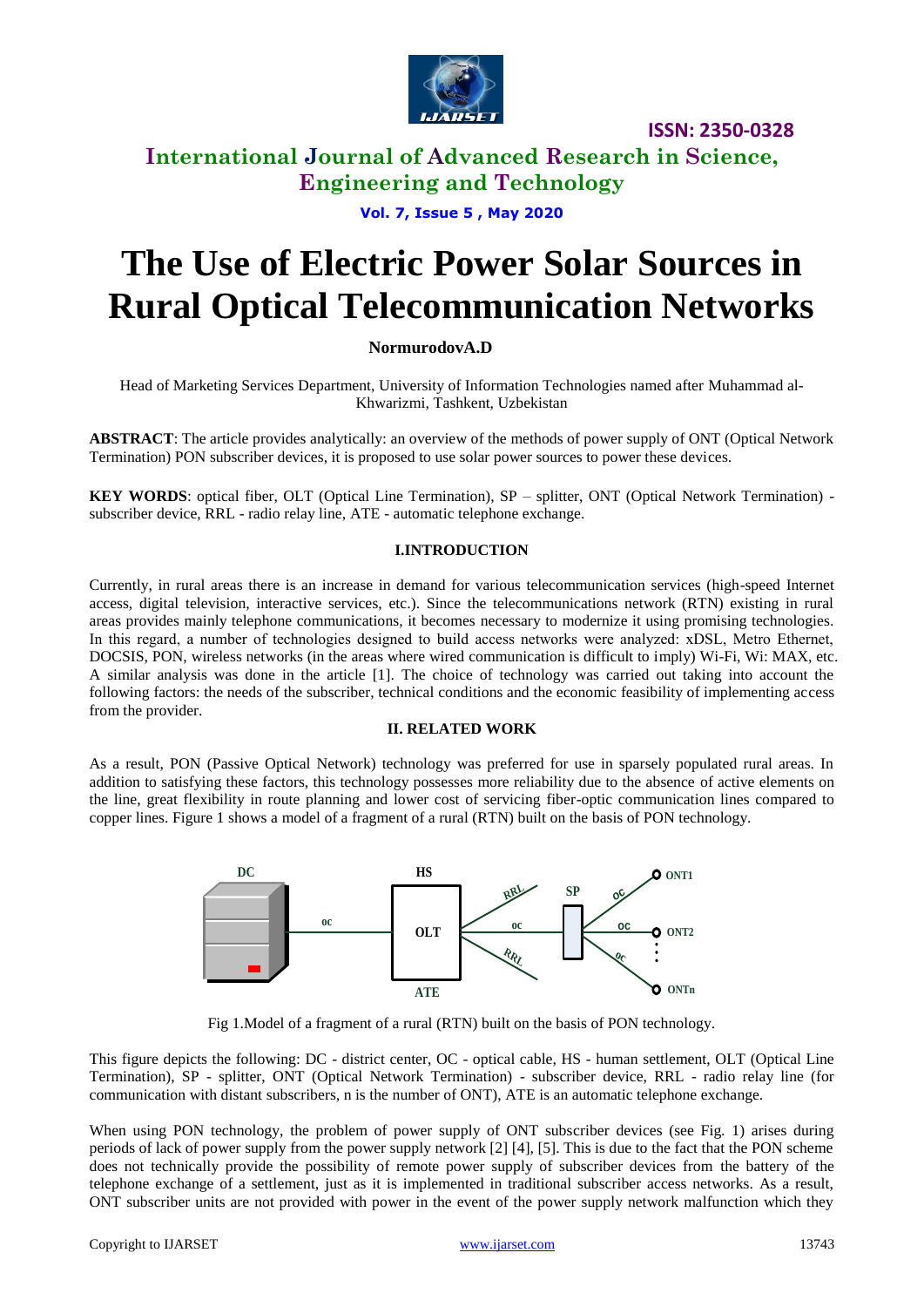# The Use of Electric Power Solar Sources in Rural Optical Telecommunication Networks

**NormurodovA.D**

Head of Marketing Services Department, University of Information Technologies named after Muhammad al-Khwarizmi, Tashkent, Uzbekistan

**ABSTRACT**: The article provides analytically: an overview of the methods of power supply of ONT (Optical Network Termination) PON subscriber devices, it is proposed to use solar power sources to power these devices.

**KEY WORDS**: optical fiber, OLT (Optical Line Termination), SP – splitter, ONT (Optical Network Termination) - subscriber device, RRL - radio relay line, ATE - automatic telephone exchange.

## I.INTRODUCTION

Currently, in rural areas there is an increase in demand for various telecommunication services (high-speed Internet access, digital television, interactive services, etc.). Since the telecommunications network (RTN) existing in rural areas provides mainly telephone communications, it becomes necessary to modernize it using promising technologies. In this regard, a number of technologies designed to build access networks were analyzed: xDSL, Metro Ethernet, DOCSIS, PON, wireless networks (in the areas where wired communication is difficult to imply) Wi-Fi, Wi: MAX, etc. A similar analysis was done in the article [1]. The choice of technology was carried out taking into account the following factors: the needs of the subscriber, technical conditions and the economic feasibility of implementing access from the provider.

## II. RELATED WORK

As a result, PON (Passive Optical Network) technology was preferred for use in sparsely populated rural areas. In addition to satisfying these factors, this technology possesses more reliability due to the absence of active elements on the line, great flexibility in route planning and lower cost of servicing fiber-optic communication lines compared to copper lines. Figure 1 shows a model of a fragment of a rural (RTN) built on the basis of PON technology.

Fig 1.Model of a fragment of a rural (RTN) built on the basis of PON technology.

This figure depicts the following: DC - district center, OC - optical cable, HS - human settlement, OLT (Optical Line Termination), SP - splitter, ONT (Optical Network Termination) - subscriber device, RRL - radio relay line (for communication with distant subscribers, n is the number of ONT), ATE is an automatic telephone exchange.

When using PON technology, the problem of power supply of ONT subscriber devices (see Fig. 1) arises during periods of lack of power supply from the power supply network [2] [4], [5]. This is due to the fact that the PON scheme does not technically provide the possibility of remote power supply of subscriber devices from the battery of the telephone exchange of a settlement, just as it is implemented in traditional subscriber access networks. As a result, ONT subscriber units are not provided with power in the event of the power supply network malfunction which they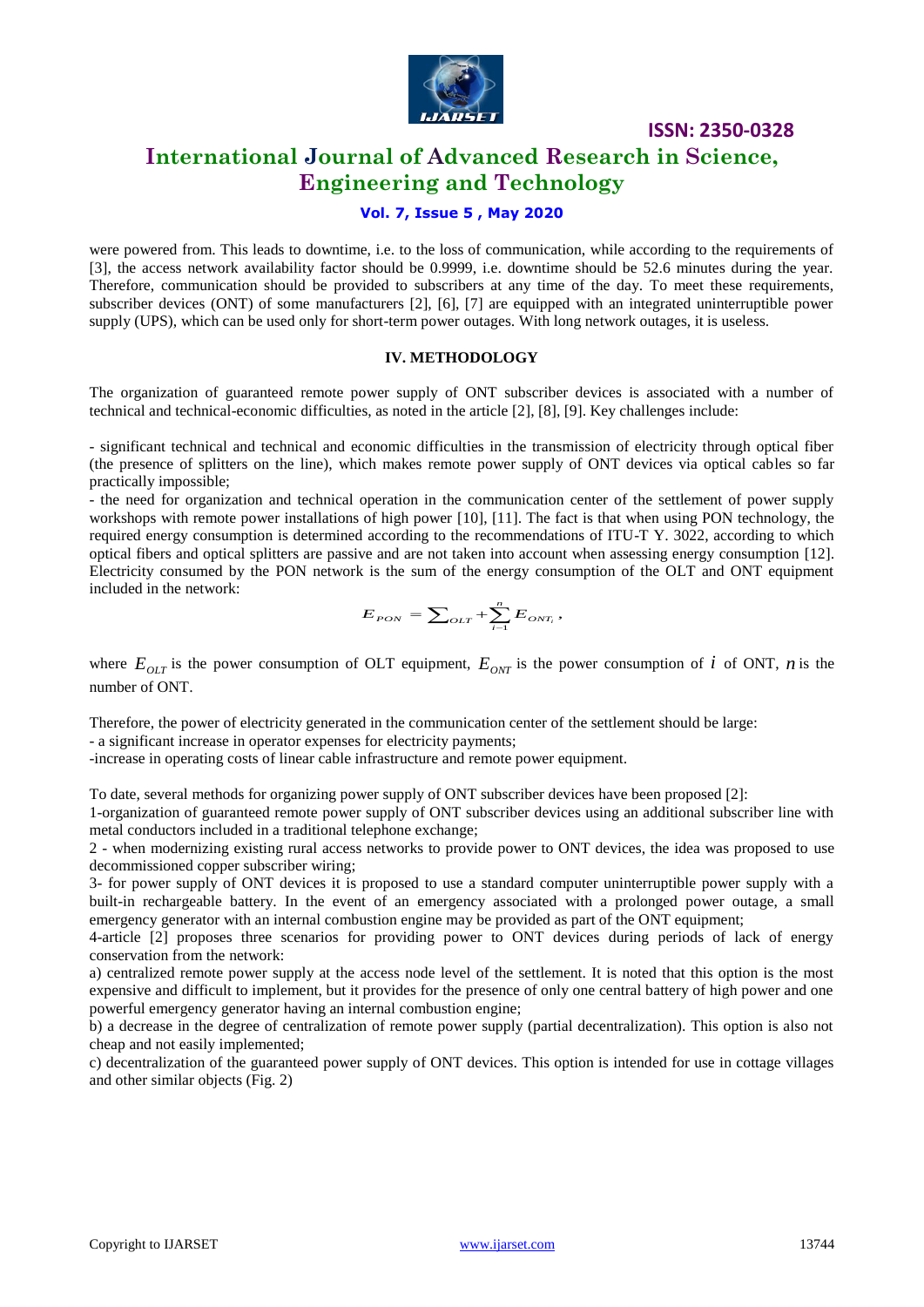were powered from. This leads to downtime, i.e. to the loss of communication, while according to the requirements of [3], the access network availability factor should be 0.9999, i.e. downtime should be 52.6 minutes during the year. Therefore, communication should be provided to subscribers at any time of the day. To meet these requirements, subscriber devices (ONT) of some manufacturers [2], [6], [7] are equipped with an integrated uninterruptible power supply (UPS), which can be used only for short-term power outages. With long network outages, it is useless.

## IV. METHODOLOGY

The organization of guaranteed remote power supply of ONT subscriber devices is associated with a number of technical and technical-economic difficulties, as noted in the article [2], [8], [9]. Key challenges include:

- significant technical and technical and economic difficulties in the transmission of electricity through optical fiber (the presence of splitters on the line), which makes remote power supply of ONT devices via optical cables so far practically impossible;
- the need for organization and technical operation in the communication center of the settlement of power supply workshops with remote power installations of high power [10], [11]. The fact is that when using PON technology, the required energy consumption is determined according to the recommendations of ITU-T Y. 3022, according to which optical fibers and optical splitters are passive and are not taken into account when assessing energy consumption [12]. Electricity consumed by the PON network is the sum of the energy consumption of the OLT and ONT equipment included in the network:

$$E_{PON} = \sum_{OLT} + \sum_{i=1}^{n} E_{ONT_i},$$

where $E_{OLT}$ is the power consumption of OLT equipment, $E_{ONT}$ is the power consumption of $i$ of ONT, $n$ is the number of ONT.

Therefore, the power of electricity generated in the communication center of the settlement should be large:
- a significant increase in operator expenses for electricity payments;
-increase in operating costs of linear cable infrastructure and remote power equipment.

To date, several methods for organizing power supply of ONT subscriber devices have been proposed [2]:

1-organization of guaranteed remote power supply of ONT subscriber devices using an additional subscriber line with metal conductors included in a traditional telephone exchange;

2 - when modernizing existing rural access networks to provide power to ONT devices, the idea was proposed to use decommissioned copper subscriber wiring;

3- for power supply of ONT devices it is proposed to use a standard computer uninterruptible power supply with a built-in rechargeable battery. In the event of an emergency associated with a prolonged power outage, a small emergency generator with an internal combustion engine may be provided as part of the ONT equipment;

4-article [2] proposes three scenarios for providing power to ONT devices during periods of lack of energy conservation from the network:

a) centralized remote power supply at the access node level of the settlement. It is noted that this option is the most expensive and difficult to implement, but it provides for the presence of only one central battery of high power and one powerful emergency generator having an internal combustion engine;

b) a decrease in the degree of centralization of remote power supply (partial decentralization). This option is also not cheap and not easily implemented;

c) decentralization of the guaranteed power supply of ONT devices. This option is intended for use in cottage villages and other similar objects (Fig. 2)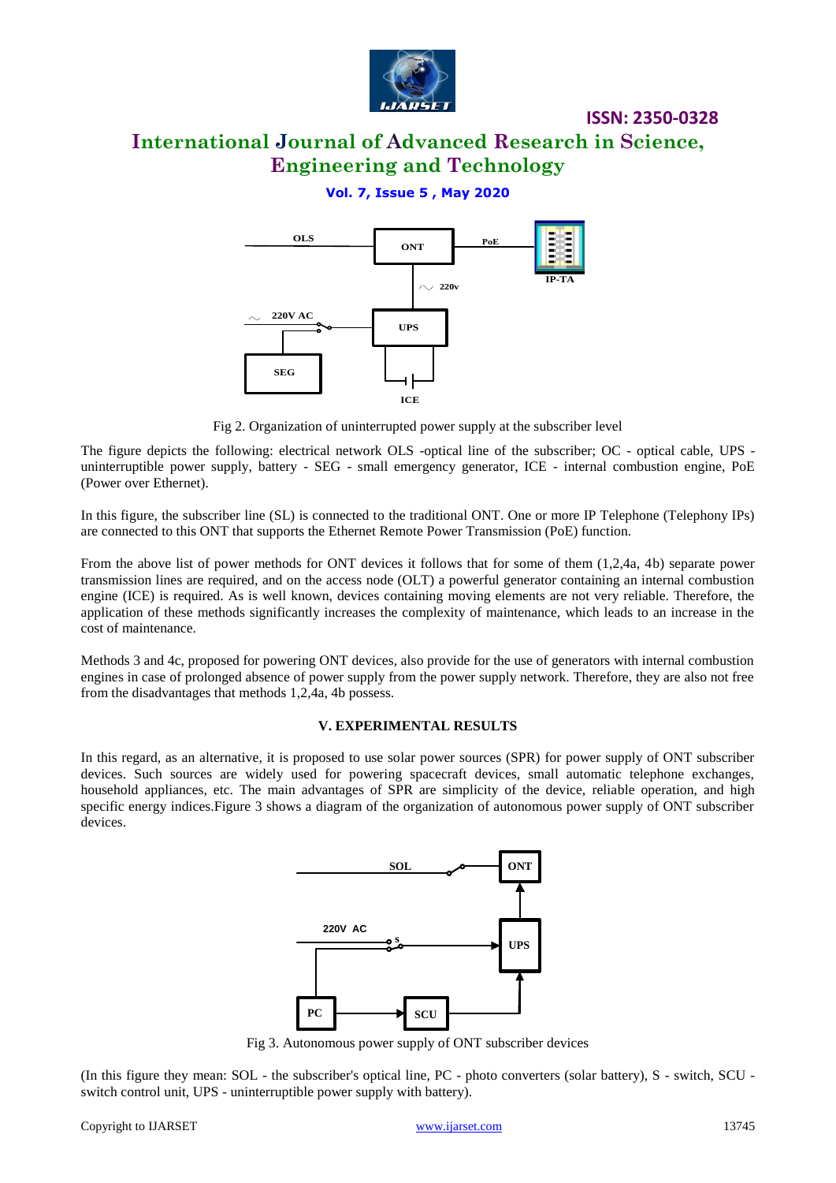Fig 2. Organization of uninterrupted power supply at the subscriber level

The figure depicts the following: electrical network OLS -optical line of the subscriber; OC - optical cable, UPS - uninterruptible power supply, battery - SEG - small emergency generator, ICE - internal combustion engine, PoE (Power over Ethernet).

In this figure, the subscriber line (SL) is connected to the traditional ONT. One or more IP Telephone (Telephony IPs) are connected to this ONT that supports the Ethernet Remote Power Transmission (PoE) function.

From the above list of power methods for ONT devices it follows that for some of them (1,2,4a, 4b) separate power transmission lines are required, and on the access node (OLT) a powerful generator containing an internal combustion engine (ICE) is required. As is well known, devices containing moving elements are not very reliable. Therefore, the application of these methods significantly increases the complexity of maintenance, which leads to an increase in the cost of maintenance.

Methods 3 and 4c, proposed for powering ONT devices, also provide for the use of generators with internal combustion engines in case of prolonged absence of power supply from the power supply network. Therefore, they are also not free from the disadvantages that methods 1,2,4a, 4b possess.

## V. EXPERIMENTAL RESULTS

In this regard, as an alternative, it is proposed to use solar power sources (SPR) for power supply of ONT subscriber devices. Such sources are widely used for powering spacecraft devices, small automatic telephone exchanges, household appliances, etc. The main advantages of SPR are simplicity of the device, reliable operation, and high specific energy indices.Figure 3 shows a diagram of the organization of autonomous power supply of ONT subscriber devices.

Fig 3. Autonomous power supply of ONT subscriber devices

(In this figure they mean: SOL - the subscriber's optical line, PC - photo converters (solar battery), S - switch, SCU - switch control unit, UPS - uninterruptible power supply with battery).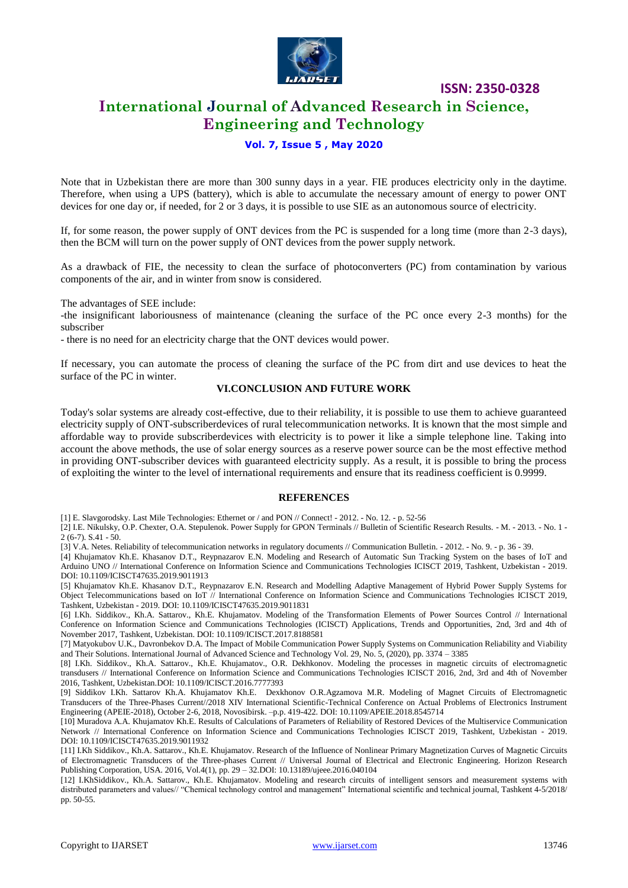Note that in Uzbekistan there are more than 300 sunny days in a year. FIE produces electricity only in the daytime. Therefore, when using a UPS (battery), which is able to accumulate the necessary amount of energy to power ONT devices for one day or, if needed, for 2 or 3 days, it is possible to use SIE as an autonomous source of electricity.

If, for some reason, the power supply of ONT devices from the PC is suspended for a long time (more than 2-3 days), then the BCM will turn on the power supply of ONT devices from the power supply network.

As a drawback of FIE, the necessity to clean the surface of photoconverters (PC) from contamination by various components of the air, and in winter from snow is considered.

The advantages of SEE include:
-the insignificant laboriousness of maintenance (cleaning the surface of the PC once every 2-3 months) for the subscriber
- there is no need for an electricity charge that the ONT devices would power.

If necessary, you can automate the process of cleaning the surface of the PC from dirt and use devices to heat the surface of the PC in winter.

## VI.CONCLUSION AND FUTURE WORK

Today's solar systems are already cost-effective, due to their reliability, it is possible to use them to achieve guaranteed electricity supply of ONT-subscriberdevices of rural telecommunication networks. It is known that the most simple and affordable way to provide subscriberdevices with electricity is to power it like a simple telephone line. Taking into account the above methods, the use of solar energy sources as a reserve power source can be the most effective method in providing ONT-subscriber devices with guaranteed electricity supply. As a result, it is possible to bring the process of exploiting the winter to the level of international requirements and ensure that its readiness coefficient is 0.9999.

## REFERENCES

[1] E. Slavgorodsky. Last Mile Technologies: Ethernet or / and PON // Connect! - 2012. - No. 12. - p. 52-56

[2] I.E. Nikulsky, O.P. Chexter, O.A. Stepulenok. Power Supply for GPON Terminals // Bulletin of Scientific Research Results. - M. - 2013. - No. 1 - 2 (6-7). S.41 - 50.

[3] V.A. Netes. Reliability of telecommunication networks in regulatory documents // Communication Bulletin. - 2012. - No. 9. - p. 36 - 39.

[4] Khujamatov Kh.E. Khasanov D.T., Reypnazarov E.N. Modeling and Research of Automatic Sun Tracking System on the bases of IoT and Arduino UNO // International Conference on Information Science and Communications Technologies ICISCT 2019, Tashkent, Uzbekistan - 2019. DOI: 10.1109/ICISCT47635.2019.9011913

[5] Khujamatov Kh.E. Khasanov D.T., Reypnazarov E.N. Research and Modelling Adaptive Management of Hybrid Power Supply Systems for Object Telecommunications based on IoT // International Conference on Information Science and Communications Technologies ICISCT 2019, Tashkent, Uzbekistan - 2019. DOI: 10.1109/ICISCT47635.2019.9011831

[6] I.Kh. Siddikov., Kh.A. Sattarov., Kh.E. Khujamatov. Modeling of the Transformation Elements of Power Sources Control // International Conference on Information Science and Communications Technologies (ICISCT) Applications, Trends and Opportunities, 2nd, 3rd and 4th of November 2017, Tashkent, Uzbekistan. DOI: 10.1109/ICISCT.2017.8188581

[7] Matyokubov U.K., Davronbekov D.A. The Impact of Mobile Communication Power Supply Systems on Communication Reliability and Viability and Their Solutions. International Journal of Advanced Science and Technology Vol. 29, No. 5, (2020), pp. 3374 – 3385

[8] I.Kh. Siddikov., Kh.A. Sattarov., Kh.E. Khujamatov., O.R. Dekhkonov. Modeling the processes in magnetic circuits of electromagnetic transdusers // International Conference on Information Science and Communications Technologies ICISCT 2016, 2nd, 3rd and 4th of November 2016, Tashkent, Uzbekistan.DOI: 10.1109/ICISCT.2016.7777393

[9] Siddikov I.Kh. Sattarov Kh.A. Khujamatov Kh.E. Dexkhonov O.R.Agzamova M.R. Modeling of Magnet Circuits of Electromagnetic Transducers of the Three-Phases Current//2018 XIV International Scientific-Technical Conference on Actual Problems of Electronics Instrument Engineering (APEIE-2018), October 2-6, 2018, Novosibirsk. –p.p. 419-422. DOI: 10.1109/APEIE.2018.8545714

[10] Muradova A.A. Khujamatov Kh.E. Results of Calculations of Parameters of Reliability of Restored Devices of the Multiservice Communication Network // International Conference on Information Science and Communications Technologies ICISCT 2019, Tashkent, Uzbekistan - 2019. DOI: 10.1109/ICISCT47635.2019.9011932

[11] I.Kh Siddikov., Kh.A. Sattarov., Kh.E. Khujamatov. Research of the Influence of Nonlinear Primary Magnetization Curves of Magnetic Circuits of Electromagnetic Transducers of the Three-phases Current // Universal Journal of Electrical and Electronic Engineering. Horizon Research Publishing Corporation, USA. 2016, Vol.4(1), pp. 29 – 32.DOI: 10.13189/ujeee.2016.040104

[12] I.KhSiddikov., Kh.A. Sattarov., Kh.E. Khujamatov. Modeling and research circuits of intelligent sensors and measurement systems with distributed parameters and values// "Chemical technology control and management" International scientific and technical journal, Tashkent 4-5/2018/ pp. 50-55.